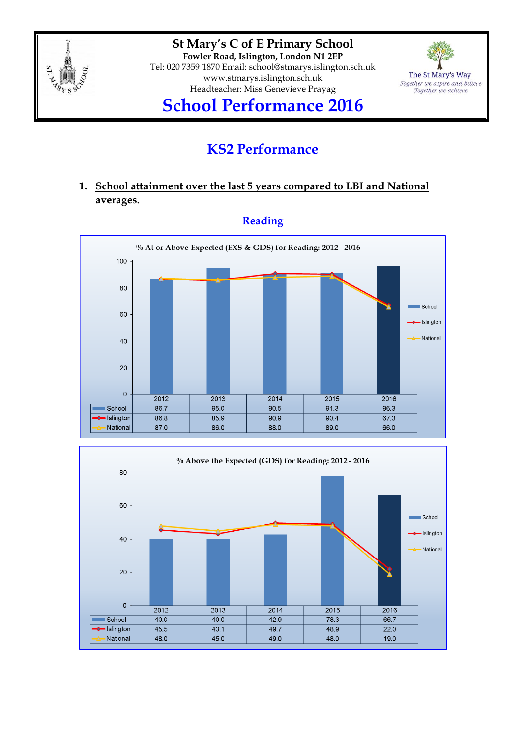# St Mary's C of E Primary School

**Fowler Road, Islington, London N1 2EP**

Tel: 020 7359 1870 Email: school@stmarys.islington.sch.uk

www.stmarys.islington.sch.uk

Headteacher: Miss Genevieve Prayag

The St Mary's Way
*Together we aspire and believe*
*Together we achieve*

# School Performance 2016

## KS2 Performance

### 1. School attainment over the last 5 years compared to LBI and National averages.

### Reading

**% At or Above Expected (EXS & GDS) for Reading: 2012 - 2016**

| | 2012 | 2013 | 2014 | 2015 | 2016 |
|---|---|---|---|---|---|
| School | 86.7 | 95.0 | 90.5 | 91.3 | 96.3 |
| Islington | 86.8 | 85.9 | 90.9 | 90.4 | 67.3 |
| National | 87.0 | 86.0 | 88.0 | 89.0 | 66.0 |

**% Above the Expected (GDS) for Reading: 2012 - 2016**

| | 2012 | 2013 | 2014 | 2015 | 2016 |
|---|---|---|---|---|---|
| School | 40.0 | 40.0 | 42.9 | 78.3 | 66.7 |
| Islington | 45.5 | 43.1 | 49.7 | 48.9 | 22.0 |
| National | 48.0 | 45.0 | 49.0 | 48.0 | 19.0 |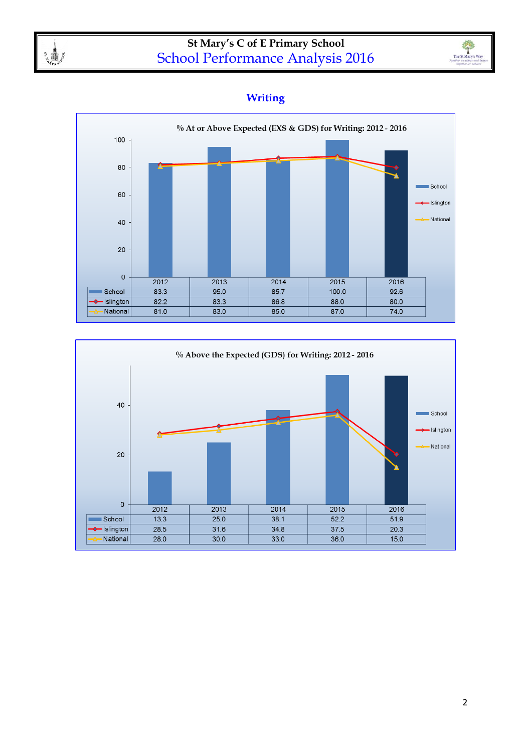## Writing

**% At or Above Expected (EXS & GDS) for Writing: 2012 - 2016**

| | 2012 | 2013 | 2014 | 2015 | 2016 |
|---|---|---|---|---|---|
| School | 83.3 | 95.0 | 85.7 | 100.0 | 92.6 |
| Islington | 82.2 | 83.3 | 86.8 | 88.0 | 80.0 |
| National | 81.0 | 83.0 | 85.0 | 87.0 | 74.0 |

**% Above the Expected (GDS) for Writing: 2012 - 2016**

| | 2012 | 2013 | 2014 | 2015 | 2016 |
|---|---|---|---|---|---|
| School | 13.3 | 25.0 | 38.1 | 52.2 | 51.9 |
| Islington | 28.5 | 31.6 | 34.8 | 37.5 | 20.3 |
| National | 28.0 | 30.0 | 33.0 | 36.0 | 15.0 |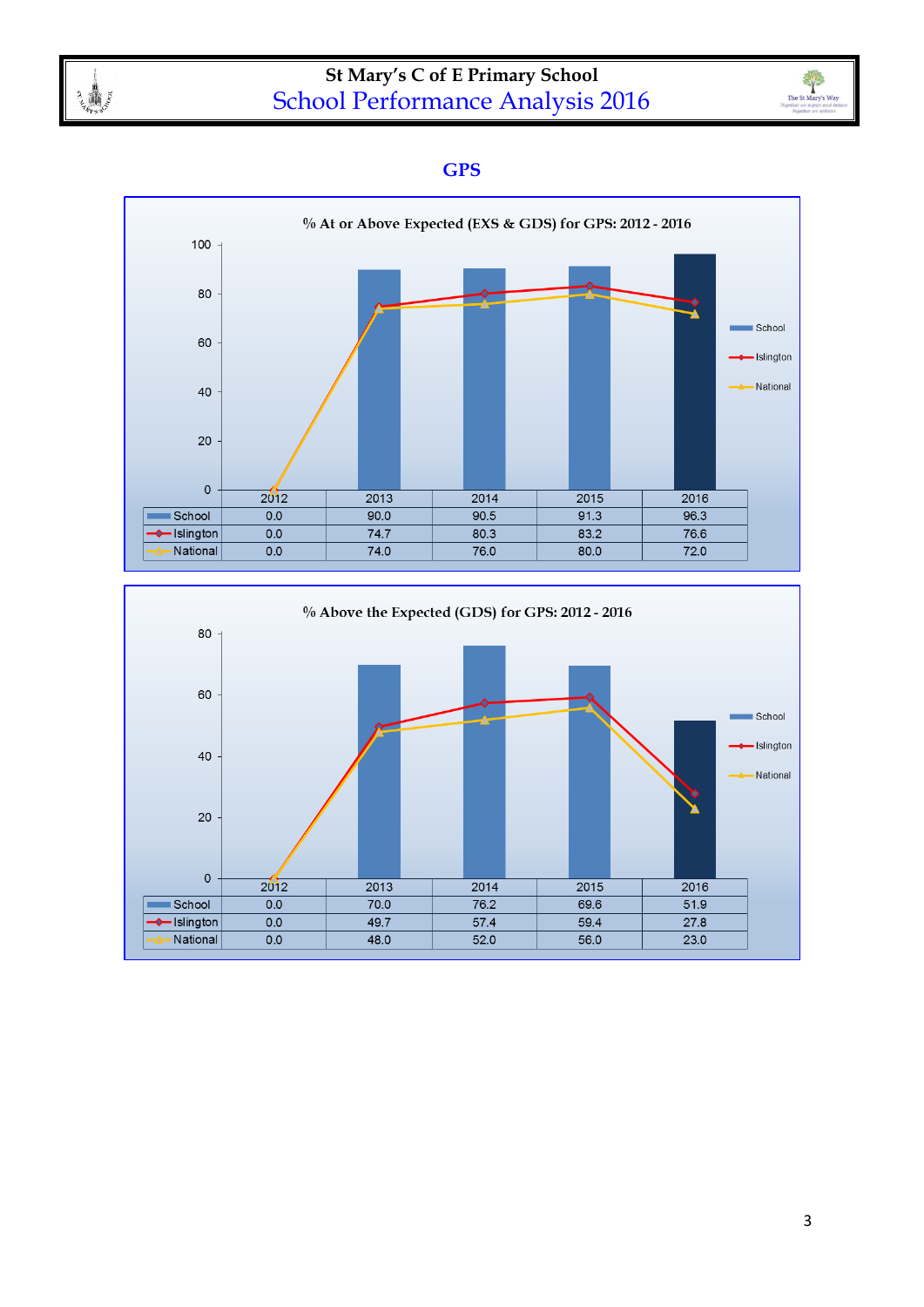## GPS

**% At or Above Expected (EXS & GDS) for GPS: 2012 - 2016**

| | 2012 | 2013 | 2014 | 2015 | 2016 |
|---|---|---|---|---|---|
| School | 0.0 | 90.0 | 90.5 | 91.3 | 96.3 |
| Islington | 0.0 | 74.7 | 80.3 | 83.2 | 76.6 |
| National | 0.0 | 74.0 | 76.0 | 80.0 | 72.0 |

**% Above the Expected (GDS) for GPS: 2012 - 2016**

| | 2012 | 2013 | 2014 | 2015 | 2016 |
|---|---|---|---|---|---|
| School | 0.0 | 70.0 | 76.2 | 69.6 | 51.9 |
| Islington | 0.0 | 49.7 | 57.4 | 59.4 | 27.8 |
| National | 0.0 | 48.0 | 52.0 | 56.0 | 23.0 |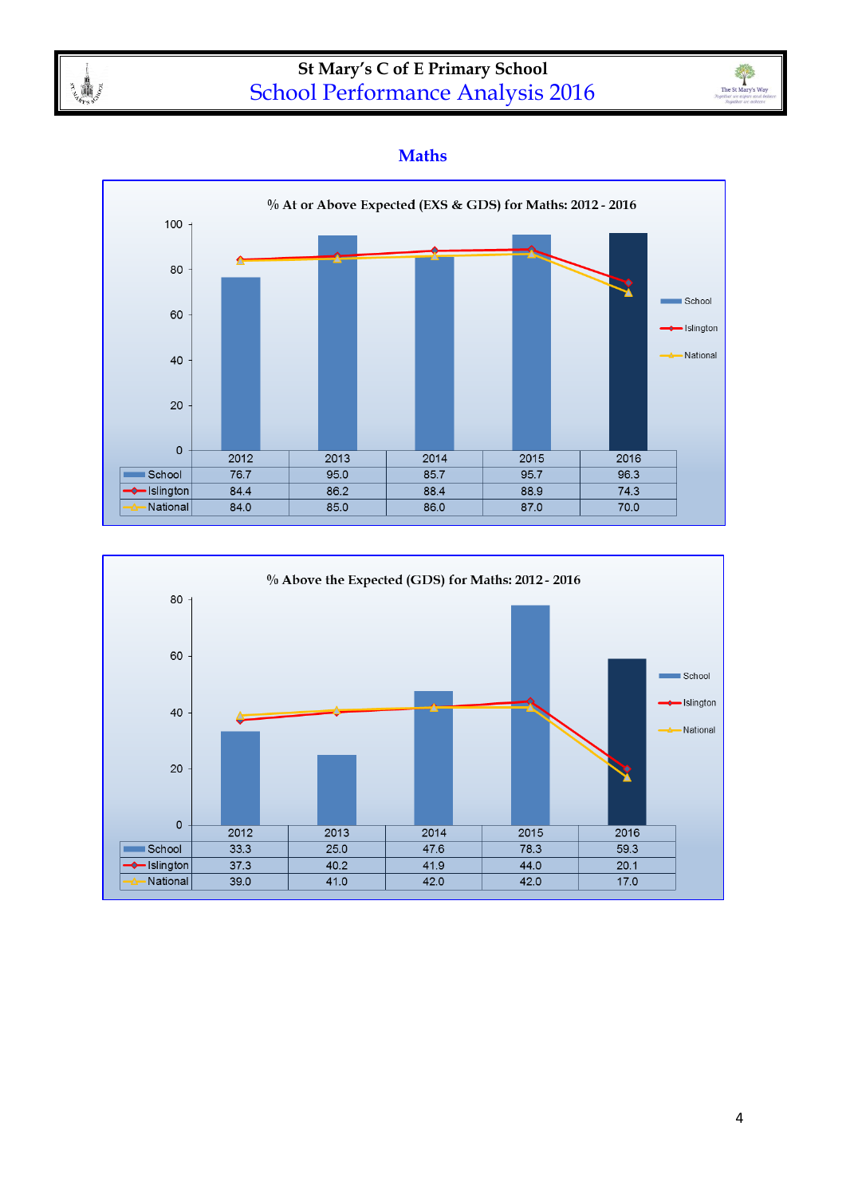## Maths

**% At or Above Expected (EXS & GDS) for Maths: 2012 - 2016**

| | 2012 | 2013 | 2014 | 2015 | 2016 |
|---|---|---|---|---|---|
| School | 76.7 | 95.0 | 85.7 | 95.7 | 96.3 |
| Islington | 84.4 | 86.2 | 88.4 | 88.9 | 74.3 |
| National | 84.0 | 85.0 | 86.0 | 87.0 | 70.0 |

**% Above the Expected (GDS) for Maths: 2012 - 2016**

| | 2012 | 2013 | 2014 | 2015 | 2016 |
|---|---|---|---|---|---|
| School | 33.3 | 25.0 | 47.6 | 78.3 | 59.3 |
| Islington | 37.3 | 40.2 | 41.9 | 44.0 | 20.1 |
| National | 39.0 | 41.0 | 42.0 | 42.0 | 17.0 |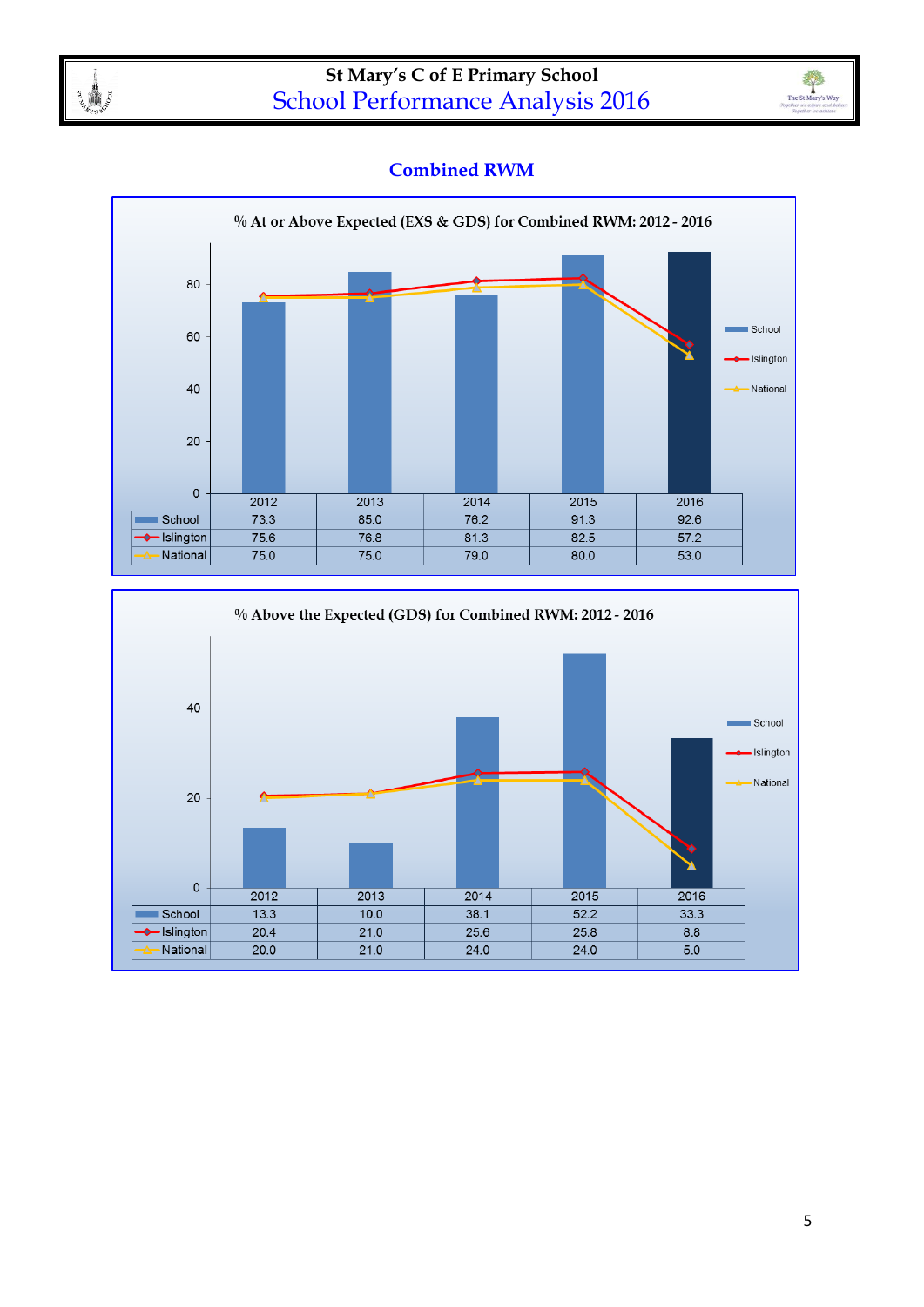## Combined RWM

**% At or Above Expected (EXS & GDS) for Combined RWM: 2012 - 2016**

| | 2012 | 2013 | 2014 | 2015 | 2016 |
|---|---|---|---|---|---|
| School | 73.3 | 85.0 | 76.2 | 91.3 | 92.6 |
| Islington | 75.6 | 76.8 | 81.3 | 82.5 | 57.2 |
| National | 75.0 | 75.0 | 79.0 | 80.0 | 53.0 |

**% Above the Expected (GDS) for Combined RWM: 2012 - 2016**

| | 2012 | 2013 | 2014 | 2015 | 2016 |
|---|---|---|---|---|---|
| School | 13.3 | 10.0 | 38.1 | 52.2 | 33.3 |
| Islington | 20.4 | 21.0 | 25.6 | 25.8 | 8.8 |
| National | 20.0 | 21.0 | 24.0 | 24.0 | 5.0 |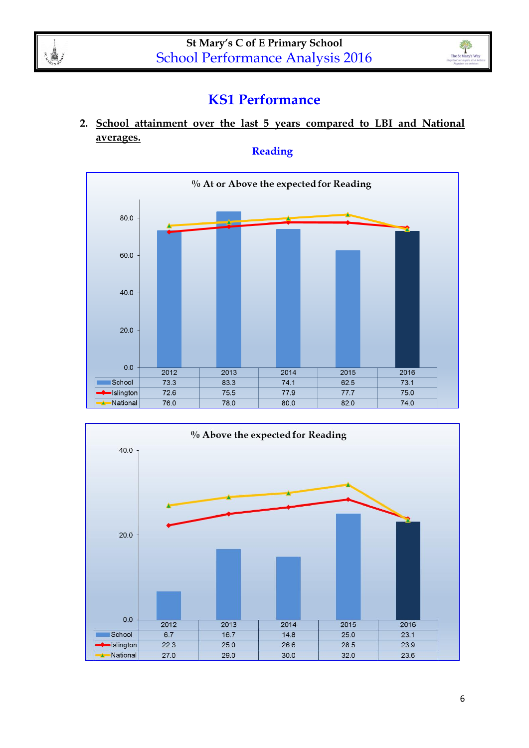# KS1 Performance

2. **School attainment over the last 5 years compared to LBI and National averages.**

## Reading

**% At or Above the expected for Reading**

| | 2012 | 2013 | 2014 | 2015 | 2016 |
|---|---|---|---|---|---|
| School | 73.3 | 83.3 | 74.1 | 62.5 | 73.1 |
| Islington | 72.6 | 75.5 | 77.9 | 77.7 | 75.0 |
| National | 76.0 | 78.0 | 80.0 | 82.0 | 74.0 |

**% Above the expected for Reading**

| | 2012 | 2013 | 2014 | 2015 | 2016 |
|---|---|---|---|---|---|
| School | 6.7 | 16.7 | 14.8 | 25.0 | 23.1 |
| Islington | 22.3 | 25.0 | 26.6 | 28.5 | 23.9 |
| National | 27.0 | 29.0 | 30.0 | 32.0 | 23.6 |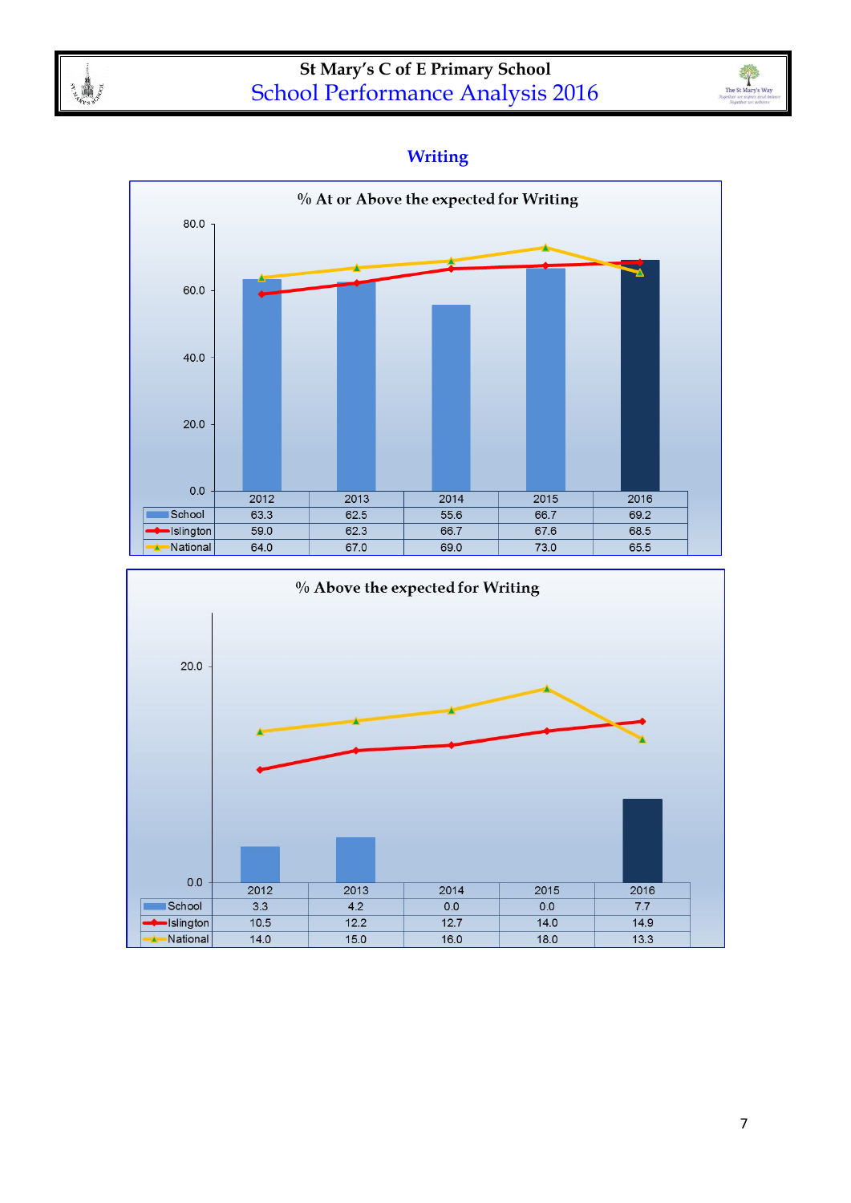## Writing

**% At or Above the expected for Writing**

| | 2012 | 2013 | 2014 | 2015 | 2016 |
|---|---|---|---|---|---|
| School | 63.3 | 62.5 | 55.6 | 66.7 | 69.2 |
| Islington | 59.0 | 62.3 | 66.7 | 67.6 | 68.5 |
| National | 64.0 | 67.0 | 69.0 | 73.0 | 65.5 |

**% Above the expected for Writing**

| | 2012 | 2013 | 2014 | 2015 | 2016 |
|---|---|---|---|---|---|
| School | 3.3 | 4.2 | 0.0 | 0.0 | 7.7 |
| Islington | 10.5 | 12.2 | 12.7 | 14.0 | 14.9 |
| National | 14.0 | 15.0 | 16.0 | 18.0 | 13.3 |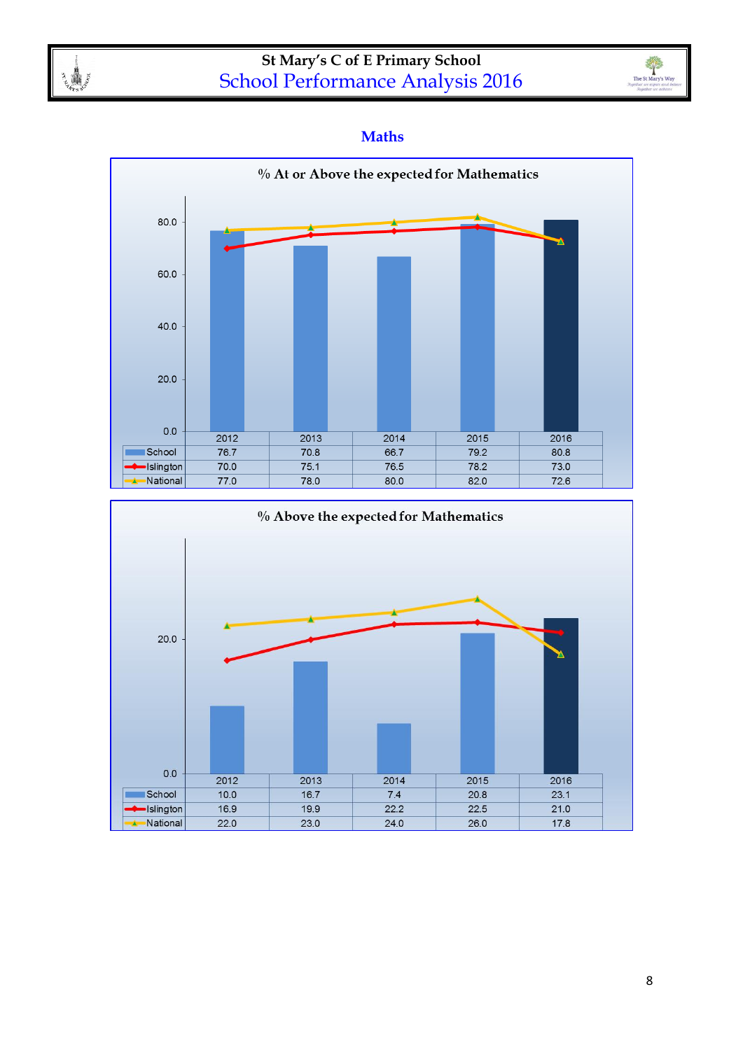## Maths

**% At or Above the expected for Mathematics**

| | 2012 | 2013 | 2014 | 2015 | 2016 |
|---|---|---|---|---|---|
| School | 76.7 | 70.8 | 66.7 | 79.2 | 80.8 |
| Islington | 70.0 | 75.1 | 76.5 | 78.2 | 73.0 |
| National | 77.0 | 78.0 | 80.0 | 82.0 | 72.6 |

**% Above the expected for Mathematics**

| | 2012 | 2013 | 2014 | 2015 | 2016 |
|---|---|---|---|---|---|
| School | 10.0 | 16.7 | 7.4 | 20.8 | 23.1 |
| Islington | 16.9 | 19.9 | 22.2 | 22.5 | 21.0 |
| National | 22.0 | 23.0 | 24.0 | 26.0 | 17.8 |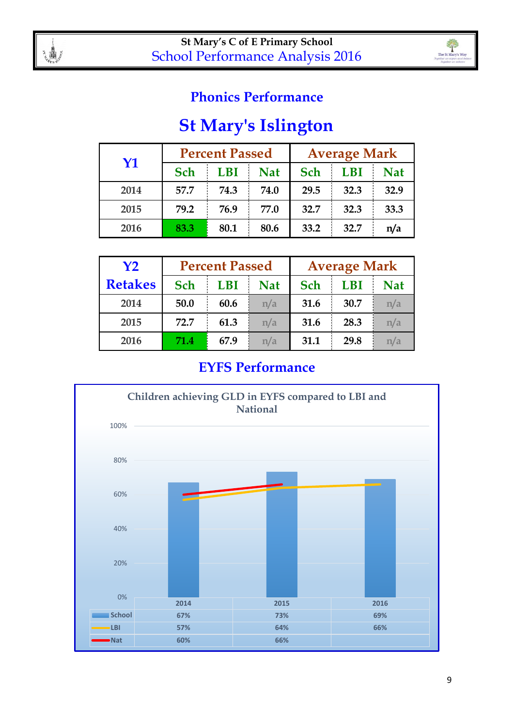## Phonics Performance

# St Mary's Islington

| Y1 | Percent Passed | | | Average Mark | | |
|---|---|---|---|---|---|---|
| | Sch | LBI | Nat | Sch | LBI | Nat |
| 2014 | 57.7 | 74.3 | 74.0 | 29.5 | 32.3 | 32.9 |
| 2015 | 79.2 | 76.9 | 77.0 | 32.7 | 32.3 | 33.3 |
| 2016 | 83.3 | 80.1 | 80.6 | 33.2 | 32.7 | n/a |

| Y2 Retakes | Percent Passed | | | Average Mark | | |
|---|---|---|---|---|---|---|
| | Sch | LBI | Nat | Sch | LBI | Nat |
| 2014 | 50.0 | 60.6 | n/a | 31.6 | 30.7 | n/a |
| 2015 | 72.7 | 61.3 | n/a | 31.6 | 28.3 | n/a |
| 2016 | 71.4 | 67.9 | n/a | 31.1 | 29.8 | n/a |

## EYFS Performance

Children achieving GLD in EYFS compared to LBI and National

100%
80%
60%
40%
20%
0%

2014 2015 2016

School 67% 73% 69%

LBI 57% 64% 66%

Nat 60% 66%